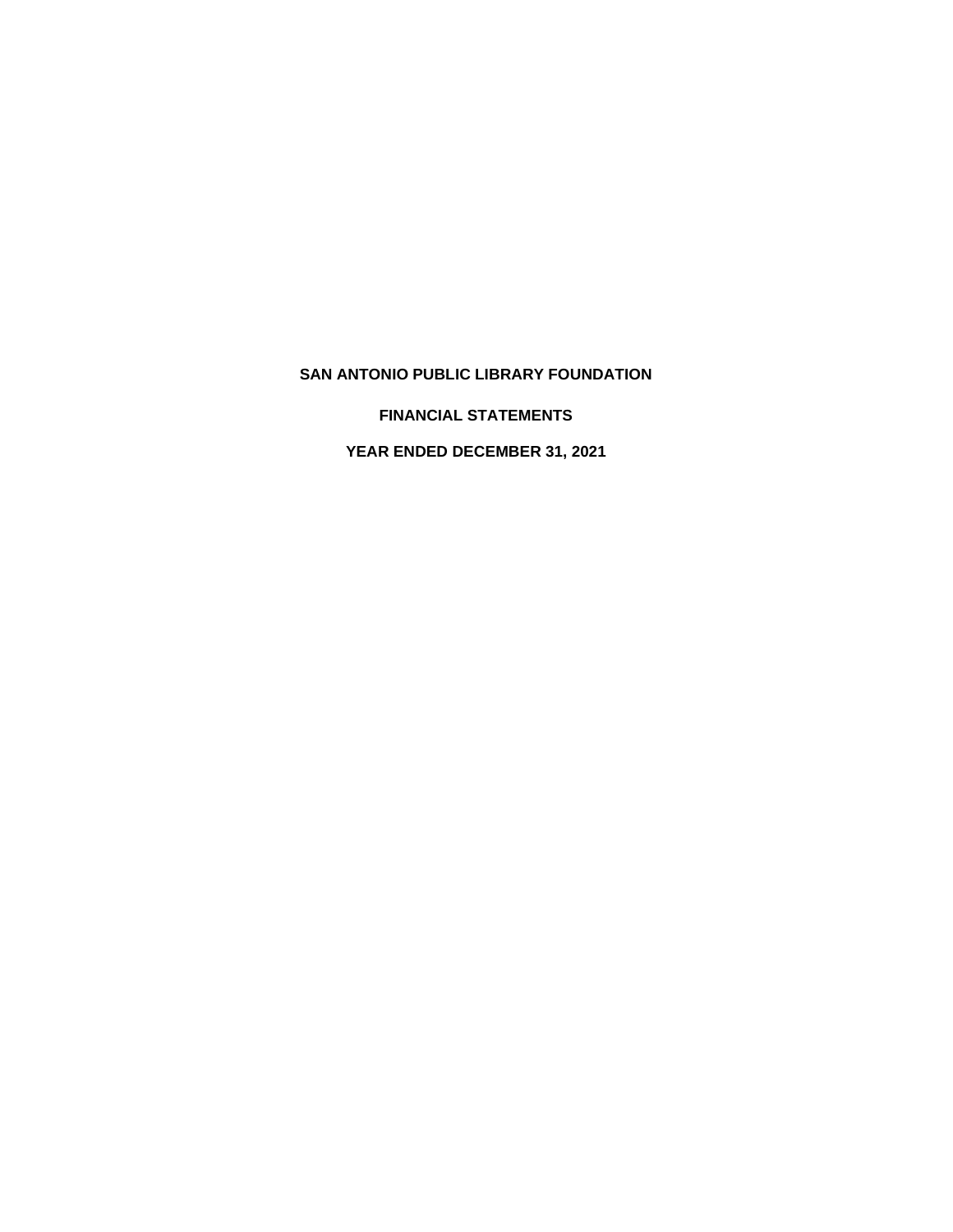# SAN ANTONIO PUBLIC LIBRARY FOUNDATION

## FINANCIAL STATEMENTS

## YEAR ENDED DECEMBER 31, 2021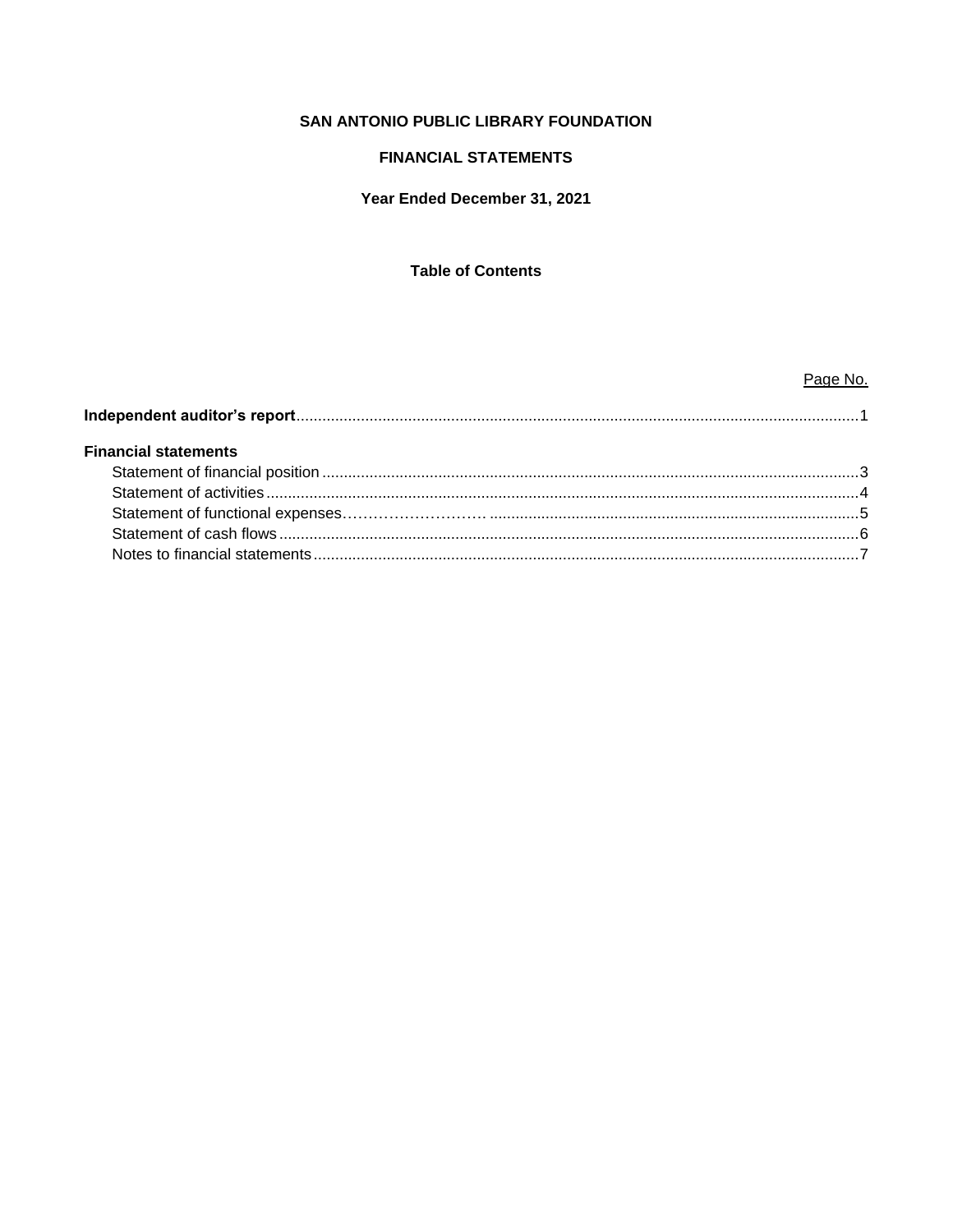# SAN ANTONIO PUBLIC LIBRARY FOUNDATION

## FINANCIAL STATEMENTS

### Year Ended December 31, 2021

### Table of Contents

| | Page No. |
|---|---|
| **Independent auditor's report** | 1 |
| **Financial statements** | |
| Statement of financial position | 3 |
| Statement of activities | 4 |
| Statement of functional expenses | 5 |
| Statement of cash flows | 6 |
| Notes to financial statements | 7 |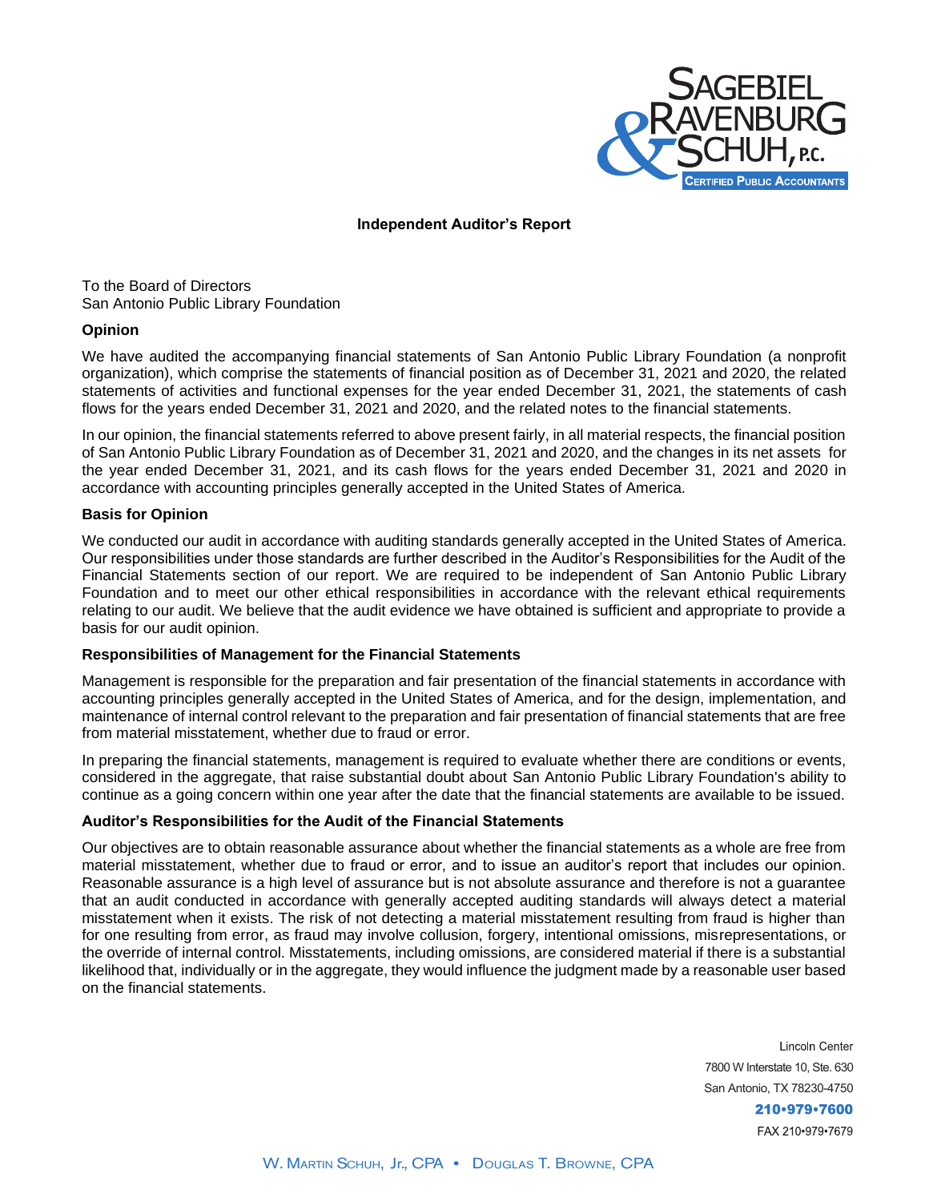SAGEBIEL RAVENBURG & SCHUH, P.C.
CERTIFIED PUBLIC ACCOUNTANTS

**Independent Auditor's Report**

To the Board of Directors
San Antonio Public Library Foundation

**Opinion**

We have audited the accompanying financial statements of San Antonio Public Library Foundation (a nonprofit organization), which comprise the statements of financial position as of December 31, 2021 and 2020, the related statements of activities and functional expenses for the year ended December 31, 2021, the statements of cash flows for the years ended December 31, 2021 and 2020, and the related notes to the financial statements.

In our opinion, the financial statements referred to above present fairly, in all material respects, the financial position of San Antonio Public Library Foundation as of December 31, 2021 and 2020, and the changes in its net assets for the year ended December 31, 2021, and its cash flows for the years ended December 31, 2021 and 2020 in accordance with accounting principles generally accepted in the United States of America.

**Basis for Opinion**

We conducted our audit in accordance with auditing standards generally accepted in the United States of America. Our responsibilities under those standards are further described in the Auditor's Responsibilities for the Audit of the Financial Statements section of our report. We are required to be independent of San Antonio Public Library Foundation and to meet our other ethical responsibilities in accordance with the relevant ethical requirements relating to our audit. We believe that the audit evidence we have obtained is sufficient and appropriate to provide a basis for our audit opinion.

**Responsibilities of Management for the Financial Statements**

Management is responsible for the preparation and fair presentation of the financial statements in accordance with accounting principles generally accepted in the United States of America, and for the design, implementation, and maintenance of internal control relevant to the preparation and fair presentation of financial statements that are free from material misstatement, whether due to fraud or error.

In preparing the financial statements, management is required to evaluate whether there are conditions or events, considered in the aggregate, that raise substantial doubt about San Antonio Public Library Foundation's ability to continue as a going concern within one year after the date that the financial statements are available to be issued.

**Auditor's Responsibilities for the Audit of the Financial Statements**

Our objectives are to obtain reasonable assurance about whether the financial statements as a whole are free from material misstatement, whether due to fraud or error, and to issue an auditor's report that includes our opinion. Reasonable assurance is a high level of assurance but is not absolute assurance and therefore is not a guarantee that an audit conducted in accordance with generally accepted auditing standards will always detect a material misstatement when it exists. The risk of not detecting a material misstatement resulting from fraud is higher than for one resulting from error, as fraud may involve collusion, forgery, intentional omissions, misrepresentations, or the override of internal control. Misstatements, including omissions, are considered material if there is a substantial likelihood that, individually or in the aggregate, they would influence the judgment made by a reasonable user based on the financial statements.

Lincoln Center
7800 W Interstate 10, Ste. 630
San Antonio, TX 78230-4750
210•979•7600
FAX 210•979•7679

W. MARTIN SCHUH, JR., CPA • DOUGLAS T. BROWNE, CPA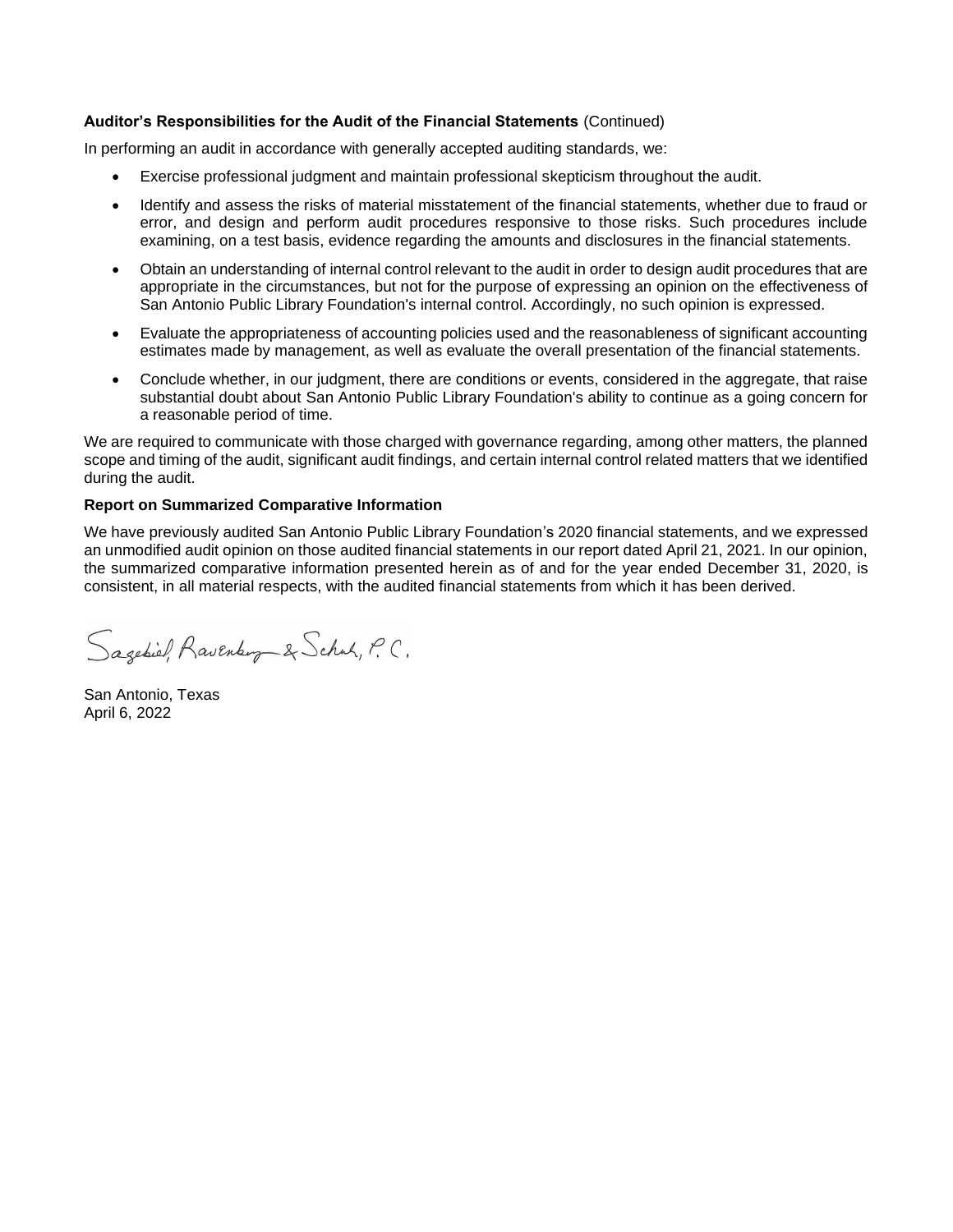**Auditor's Responsibilities for the Audit of the Financial Statements** (Continued)

In performing an audit in accordance with generally accepted auditing standards, we:

- Exercise professional judgment and maintain professional skepticism throughout the audit.
- Identify and assess the risks of material misstatement of the financial statements, whether due to fraud or error, and design and perform audit procedures responsive to those risks. Such procedures include examining, on a test basis, evidence regarding the amounts and disclosures in the financial statements.
- Obtain an understanding of internal control relevant to the audit in order to design audit procedures that are appropriate in the circumstances, but not for the purpose of expressing an opinion on the effectiveness of San Antonio Public Library Foundation's internal control. Accordingly, no such opinion is expressed.
- Evaluate the appropriateness of accounting policies used and the reasonableness of significant accounting estimates made by management, as well as evaluate the overall presentation of the financial statements.
- Conclude whether, in our judgment, there are conditions or events, considered in the aggregate, that raise substantial doubt about San Antonio Public Library Foundation's ability to continue as a going concern for a reasonable period of time.

We are required to communicate with those charged with governance regarding, among other matters, the planned scope and timing of the audit, significant audit findings, and certain internal control related matters that we identified during the audit.

**Report on Summarized Comparative Information**

We have previously audited San Antonio Public Library Foundation's 2020 financial statements, and we expressed an unmodified audit opinion on those audited financial statements in our report dated April 21, 2021. In our opinion, the summarized comparative information presented herein as of and for the year ended December 31, 2020, is consistent, in all material respects, with the audited financial statements from which it has been derived.

Sagebiel, Ravenberg & Schuh, P.C.

San Antonio, Texas
April 6, 2022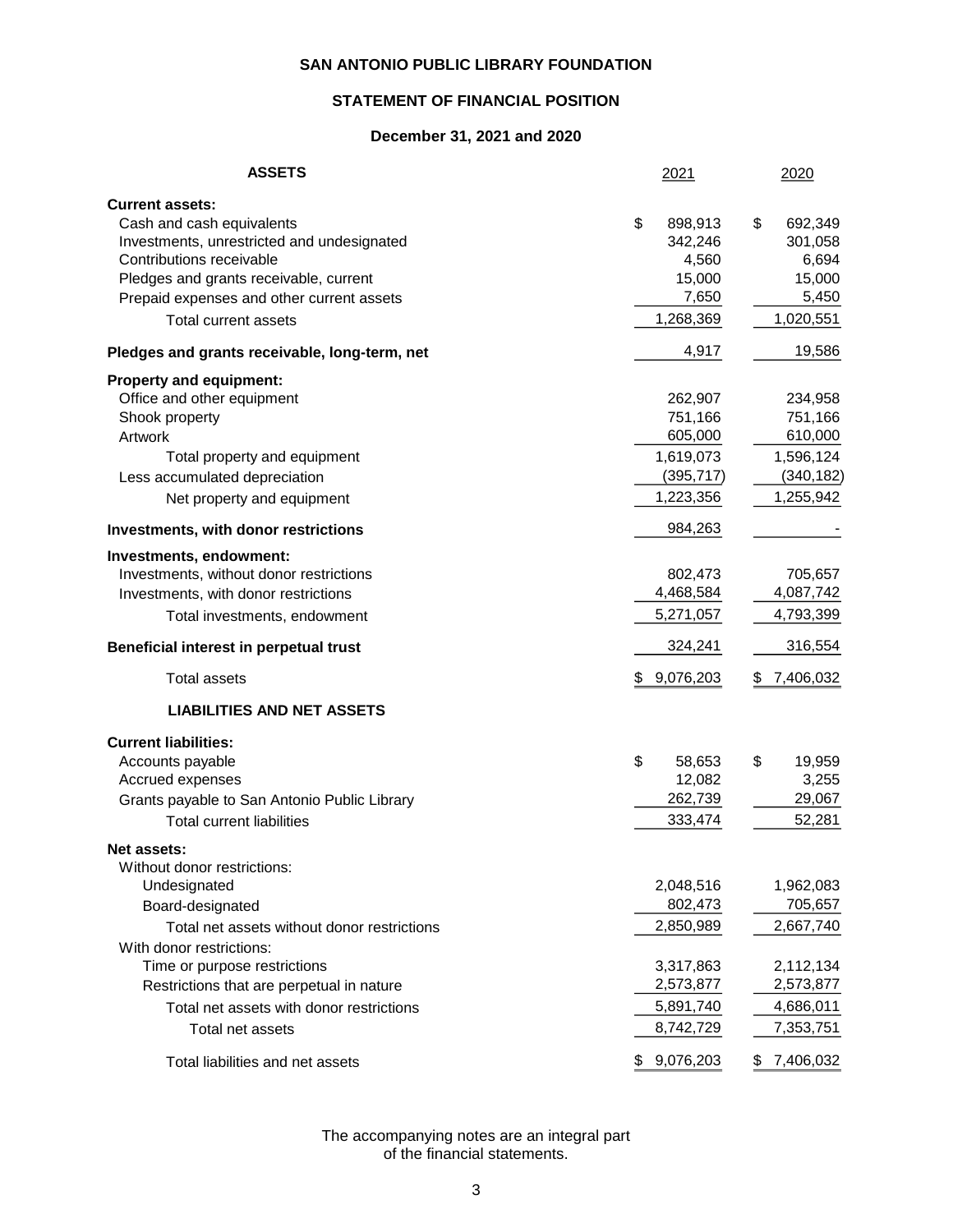# SAN ANTONIO PUBLIC LIBRARY FOUNDATION

## STATEMENT OF FINANCIAL POSITION

### December 31, 2021 and 2020

| ASSETS | 2021 | 2020 |
|---|---|---|
| **Current assets:** | | |
| Cash and cash equivalents | $ 898,913 | $ 692,349 |
| Investments, unrestricted and undesignated | 342,246 | 301,058 |
| Contributions receivable | 4,560 | 6,694 |
| Pledges and grants receivable, current | 15,000 | 15,000 |
| Prepaid expenses and other current assets | 7,650 | 5,450 |
| Total current assets | 1,268,369 | 1,020,551 |
| **Pledges and grants receivable, long-term, net** | 4,917 | 19,586 |
| **Property and equipment:** | | |
| Office and other equipment | 262,907 | 234,958 |
| Shook property | 751,166 | 751,166 |
| Artwork | 605,000 | 610,000 |
| Total property and equipment | 1,619,073 | 1,596,124 |
| Less accumulated depreciation | (395,717) | (340,182) |
| Net property and equipment | 1,223,356 | 1,255,942 |
| **Investments, with donor restrictions** | 984,263 | - |
| **Investments, endowment:** | | |
| Investments, without donor restrictions | 802,473 | 705,657 |
| Investments, with donor restrictions | 4,468,584 | 4,087,742 |
| Total investments, endowment | 5,271,057 | 4,793,399 |
| **Beneficial interest in perpetual trust** | 324,241 | 316,554 |
| Total assets | $ 9,076,203 | $ 7,406,032 |
| **LIABILITIES AND NET ASSETS** | | |
| **Current liabilities:** | | |
| Accounts payable | $ 58,653 | $ 19,959 |
| Accrued expenses | 12,082 | 3,255 |
| Grants payable to San Antonio Public Library | 262,739 | 29,067 |
| Total current liabilities | 333,474 | 52,281 |
| **Net assets:** | | |
| Without donor restrictions: | | |
| Undesignated | 2,048,516 | 1,962,083 |
| Board-designated | 802,473 | 705,657 |
| Total net assets without donor restrictions | 2,850,989 | 2,667,740 |
| With donor restrictions: | | |
| Time or purpose restrictions | 3,317,863 | 2,112,134 |
| Restrictions that are perpetual in nature | 2,573,877 | 2,573,877 |
| Total net assets with donor restrictions | 5,891,740 | 4,686,011 |
| Total net assets | 8,742,729 | 7,353,751 |
| Total liabilities and net assets | $ 9,076,203 | $ 7,406,032 |

The accompanying notes are an integral part of the financial statements.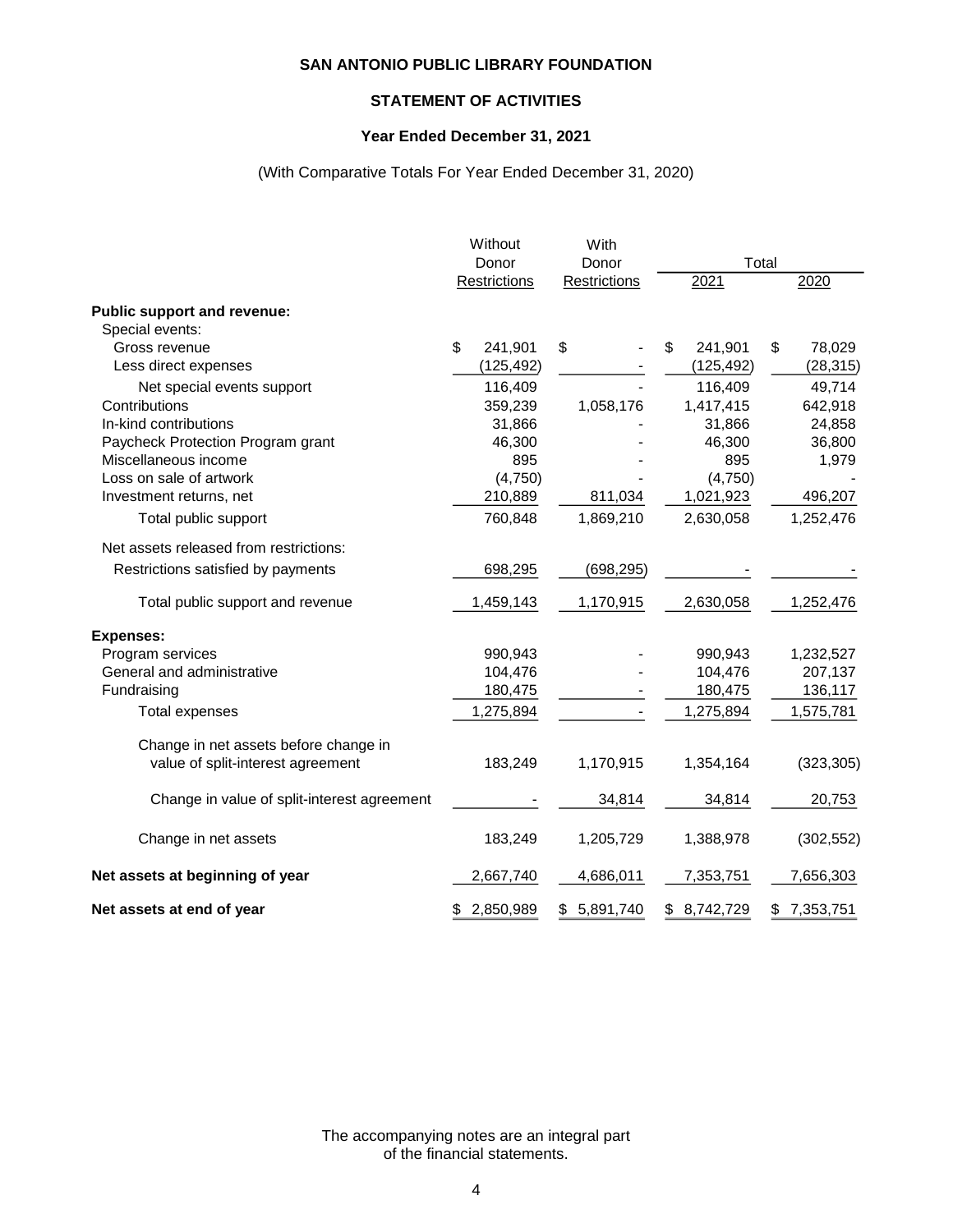# SAN ANTONIO PUBLIC LIBRARY FOUNDATION

## STATEMENT OF ACTIVITIES

### Year Ended December 31, 2021

(With Comparative Totals For Year Ended December 31, 2020)

| | Without Donor Restrictions | With Donor Restrictions | Total 2021 | Total 2020 |
|---|---|---|---|---|
| **Public support and revenue:** | | | | |
| Special events: | | | | |
| Gross revenue | $ 241,901 | $ - | $ 241,901 | $ 78,029 |
| Less direct expenses | (125,492) | - | (125,492) | (28,315) |
| Net special events support | 116,409 | - | 116,409 | 49,714 |
| Contributions | 359,239 | 1,058,176 | 1,417,415 | 642,918 |
| In-kind contributions | 31,866 | - | 31,866 | 24,858 |
| Paycheck Protection Program grant | 46,300 | - | 46,300 | 36,800 |
| Miscellaneous income | 895 | - | 895 | 1,979 |
| Loss on sale of artwork | (4,750) | - | (4,750) | - |
| Investment returns, net | 210,889 | 811,034 | 1,021,923 | 496,207 |
| Total public support | 760,848 | 1,869,210 | 2,630,058 | 1,252,476 |
| Net assets released from restrictions: | | | | |
| Restrictions satisfied by payments | 698,295 | (698,295) | - | - |
| Total public support and revenue | 1,459,143 | 1,170,915 | 2,630,058 | 1,252,476 |
| **Expenses:** | | | | |
| Program services | 990,943 | - | 990,943 | 1,232,527 |
| General and administrative | 104,476 | - | 104,476 | 207,137 |
| Fundraising | 180,475 | - | 180,475 | 136,117 |
| Total expenses | 1,275,894 | - | 1,275,894 | 1,575,781 |
| Change in net assets before change in value of split-interest agreement | 183,249 | 1,170,915 | 1,354,164 | (323,305) |
| Change in value of split-interest agreement | - | 34,814 | 34,814 | 20,753 |
| Change in net assets | 183,249 | 1,205,729 | 1,388,978 | (302,552) |
| **Net assets at beginning of year** | 2,667,740 | 4,686,011 | 7,353,751 | 7,656,303 |
| **Net assets at end of year** | $ 2,850,989 | $ 5,891,740 | $ 8,742,729 | $ 7,353,751 |

The accompanying notes are an integral part of the financial statements.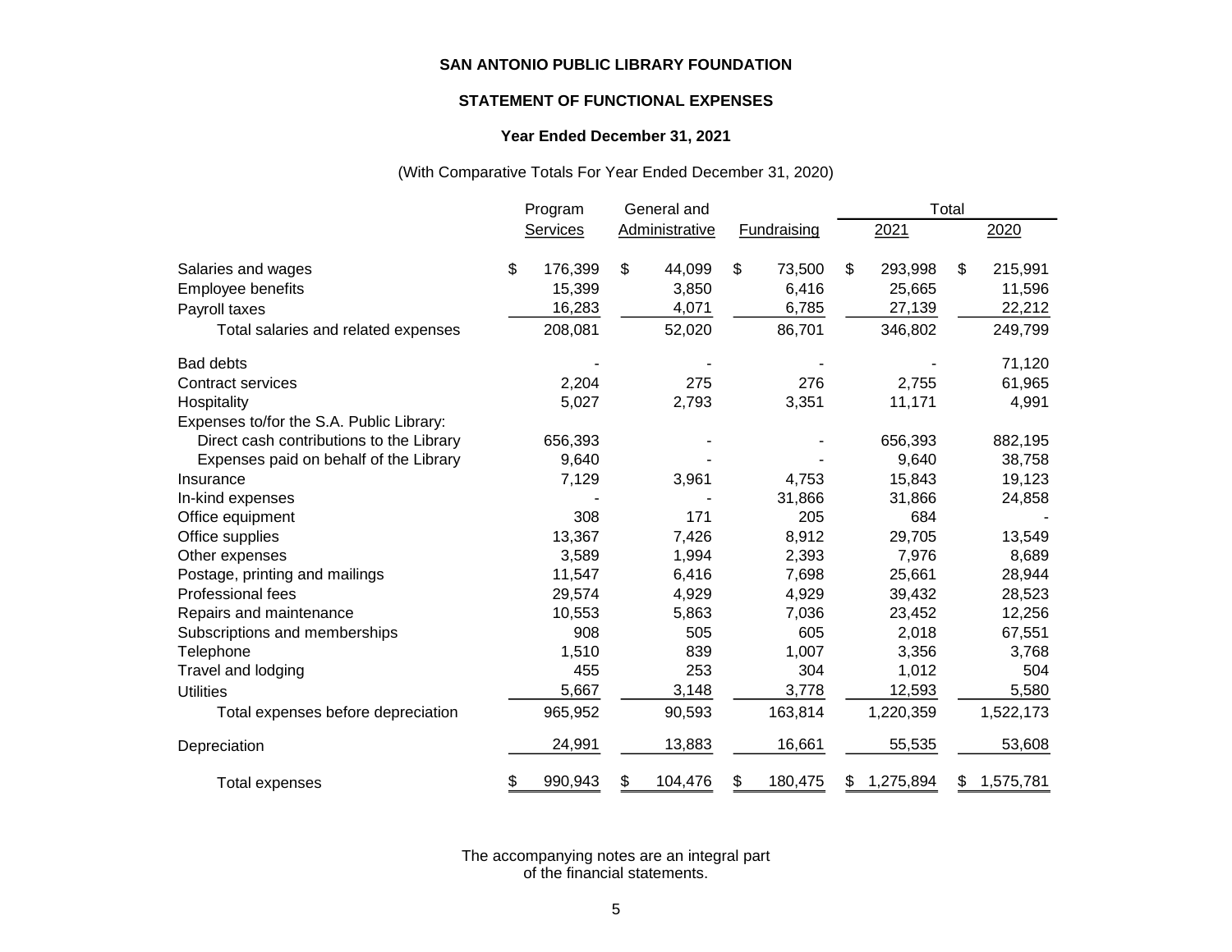**SAN ANTONIO PUBLIC LIBRARY FOUNDATION**

**STATEMENT OF FUNCTIONAL EXPENSES**

**Year Ended December 31, 2021**

(With Comparative Totals For Year Ended December 31, 2020)

| | Program Services | General and Administrative | Fundraising | Total 2021 | Total 2020 |
|---|---|---|---|---|---|
| Salaries and wages | $ 176,399 | $ 44,099 | $ 73,500 | $ 293,998 | $ 215,991 |
| Employee benefits | 15,399 | 3,850 | 6,416 | 25,665 | 11,596 |
| Payroll taxes | 16,283 | 4,071 | 6,785 | 27,139 | 22,212 |
| Total salaries and related expenses | 208,081 | 52,020 | 86,701 | 346,802 | 249,799 |
| Bad debts | - | - | - | - | 71,120 |
| Contract services | 2,204 | 275 | 276 | 2,755 | 61,965 |
| Hospitality | 5,027 | 2,793 | 3,351 | 11,171 | 4,991 |
| Expenses to/for the S.A. Public Library: | | | | | |
| Direct cash contributions to the Library | 656,393 | - | - | 656,393 | 882,195 |
| Expenses paid on behalf of the Library | 9,640 | - | - | 9,640 | 38,758 |
| Insurance | 7,129 | 3,961 | 4,753 | 15,843 | 19,123 |
| In-kind expenses | - | - | 31,866 | 31,866 | 24,858 |
| Office equipment | 308 | 171 | 205 | 684 | - |
| Office supplies | 13,367 | 7,426 | 8,912 | 29,705 | 13,549 |
| Other expenses | 3,589 | 1,994 | 2,393 | 7,976 | 8,689 |
| Postage, printing and mailings | 11,547 | 6,416 | 7,698 | 25,661 | 28,944 |
| Professional fees | 29,574 | 4,929 | 4,929 | 39,432 | 28,523 |
| Repairs and maintenance | 10,553 | 5,863 | 7,036 | 23,452 | 12,256 |
| Subscriptions and memberships | 908 | 505 | 605 | 2,018 | 67,551 |
| Telephone | 1,510 | 839 | 1,007 | 3,356 | 3,768 |
| Travel and lodging | 455 | 253 | 304 | 1,012 | 504 |
| Utilities | 5,667 | 3,148 | 3,778 | 12,593 | 5,580 |
| Total expenses before depreciation | 965,952 | 90,593 | 163,814 | 1,220,359 | 1,522,173 |
| Depreciation | 24,991 | 13,883 | 16,661 | 55,535 | 53,608 |
| Total expenses | $ 990,943 | $ 104,476 | $ 180,475 | $ 1,275,894 | $ 1,575,781 |

The accompanying notes are an integral part of the financial statements.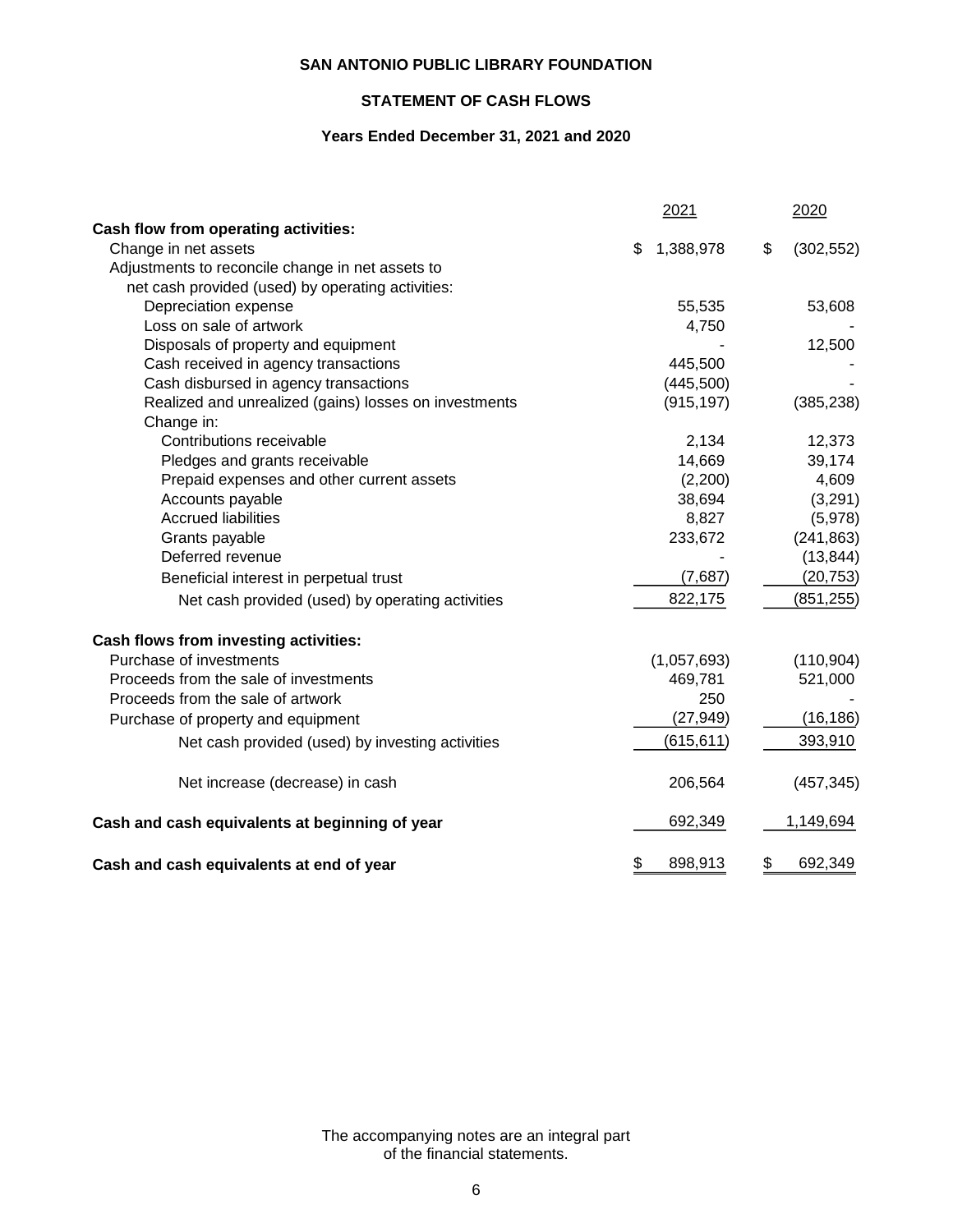# SAN ANTONIO PUBLIC LIBRARY FOUNDATION

## STATEMENT OF CASH FLOWS

### Years Ended December 31, 2021 and 2020

| | 2021 | 2020 |
|---|---|---|
| **Cash flow from operating activities:** | | |
| Change in net assets | $ 1,388,978 | $ (302,552) |
| Adjustments to reconcile change in net assets to net cash provided (used) by operating activities: | | |
| Depreciation expense | 55,535 | 53,608 |
| Loss on sale of artwork | 4,750 | - |
| Disposals of property and equipment | - | 12,500 |
| Cash received in agency transactions | 445,500 | - |
| Cash disbursed in agency transactions | (445,500) | - |
| Realized and unrealized (gains) losses on investments | (915,197) | (385,238) |
| Change in: | | |
| Contributions receivable | 2,134 | 12,373 |
| Pledges and grants receivable | 14,669 | 39,174 |
| Prepaid expenses and other current assets | (2,200) | 4,609 |
| Accounts payable | 38,694 | (3,291) |
| Accrued liabilities | 8,827 | (5,978) |
| Grants payable | 233,672 | (241,863) |
| Deferred revenue | - | (13,844) |
| Beneficial interest in perpetual trust | (7,687) | (20,753) |
| Net cash provided (used) by operating activities | 822,175 | (851,255) |
| **Cash flows from investing activities:** | | |
| Purchase of investments | (1,057,693) | (110,904) |
| Proceeds from the sale of investments | 469,781 | 521,000 |
| Proceeds from the sale of artwork | 250 | - |
| Purchase of property and equipment | (27,949) | (16,186) |
| Net cash provided (used) by investing activities | (615,611) | 393,910 |
| Net increase (decrease) in cash | 206,564 | (457,345) |
| **Cash and cash equivalents at beginning of year** | 692,349 | 1,149,694 |
| **Cash and cash equivalents at end of year** | $ 898,913 | $ 692,349 |

The accompanying notes are an integral part of the financial statements.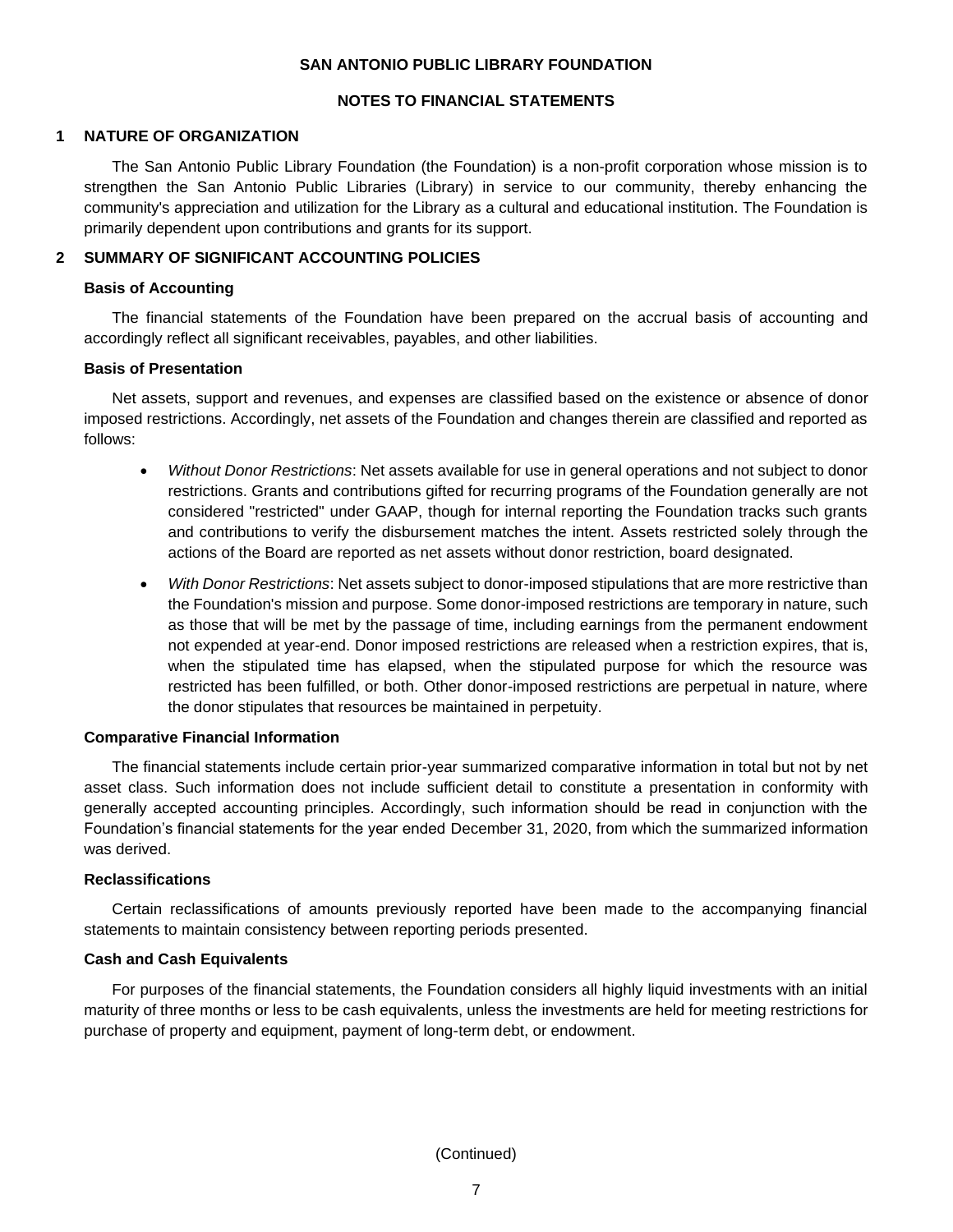**SAN ANTONIO PUBLIC LIBRARY FOUNDATION**

**NOTES TO FINANCIAL STATEMENTS**

## 1 NATURE OF ORGANIZATION

The San Antonio Public Library Foundation (the Foundation) is a non-profit corporation whose mission is to strengthen the San Antonio Public Libraries (Library) in service to our community, thereby enhancing the community's appreciation and utilization for the Library as a cultural and educational institution. The Foundation is primarily dependent upon contributions and grants for its support.

## 2 SUMMARY OF SIGNIFICANT ACCOUNTING POLICIES

### Basis of Accounting

The financial statements of the Foundation have been prepared on the accrual basis of accounting and accordingly reflect all significant receivables, payables, and other liabilities.

### Basis of Presentation

Net assets, support and revenues, and expenses are classified based on the existence or absence of donor imposed restrictions. Accordingly, net assets of the Foundation and changes therein are classified and reported as follows:

- *Without Donor Restrictions*: Net assets available for use in general operations and not subject to donor restrictions. Grants and contributions gifted for recurring programs of the Foundation generally are not considered "restricted" under GAAP, though for internal reporting the Foundation tracks such grants and contributions to verify the disbursement matches the intent. Assets restricted solely through the actions of the Board are reported as net assets without donor restriction, board designated.
- *With Donor Restrictions*: Net assets subject to donor-imposed stipulations that are more restrictive than the Foundation's mission and purpose. Some donor-imposed restrictions are temporary in nature, such as those that will be met by the passage of time, including earnings from the permanent endowment not expended at year-end. Donor imposed restrictions are released when a restriction expires, that is, when the stipulated time has elapsed, when the stipulated purpose for which the resource was restricted has been fulfilled, or both. Other donor-imposed restrictions are perpetual in nature, where the donor stipulates that resources be maintained in perpetuity.

### Comparative Financial Information

The financial statements include certain prior-year summarized comparative information in total but not by net asset class. Such information does not include sufficient detail to constitute a presentation in conformity with generally accepted accounting principles. Accordingly, such information should be read in conjunction with the Foundation's financial statements for the year ended December 31, 2020, from which the summarized information was derived.

### Reclassifications

Certain reclassifications of amounts previously reported have been made to the accompanying financial statements to maintain consistency between reporting periods presented.

### Cash and Cash Equivalents

For purposes of the financial statements, the Foundation considers all highly liquid investments with an initial maturity of three months or less to be cash equivalents, unless the investments are held for meeting restrictions for purchase of property and equipment, payment of long-term debt, or endowment.

(Continued)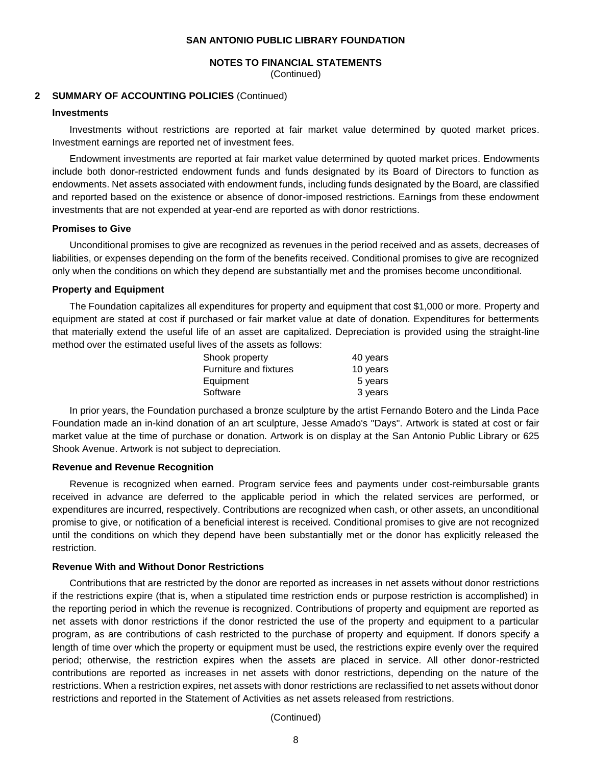# SAN ANTONIO PUBLIC LIBRARY FOUNDATION

## NOTES TO FINANCIAL STATEMENTS
(Continued)

## 2 SUMMARY OF ACCOUNTING POLICIES (Continued)

### Investments

Investments without restrictions are reported at fair market value determined by quoted market prices. Investment earnings are reported net of investment fees.

Endowment investments are reported at fair market value determined by quoted market prices. Endowments include both donor-restricted endowment funds and funds designated by its Board of Directors to function as endowments. Net assets associated with endowment funds, including funds designated by the Board, are classified and reported based on the existence or absence of donor-imposed restrictions. Earnings from these endowment investments that are not expended at year-end are reported as with donor restrictions.

### Promises to Give

Unconditional promises to give are recognized as revenues in the period received and as assets, decreases of liabilities, or expenses depending on the form of the benefits received. Conditional promises to give are recognized only when the conditions on which they depend are substantially met and the promises become unconditional.

### Property and Equipment

The Foundation capitalizes all expenditures for property and equipment that cost $1,000 or more. Property and equipment are stated at cost if purchased or fair market value at date of donation. Expenditures for betterments that materially extend the useful life of an asset are capitalized. Depreciation is provided using the straight-line method over the estimated useful lives of the assets as follows:

| | |
|---|---|
| Shook property | 40 years |
| Furniture and fixtures | 10 years |
| Equipment | 5 years |
| Software | 3 years |

In prior years, the Foundation purchased a bronze sculpture by the artist Fernando Botero and the Linda Pace Foundation made an in-kind donation of an art sculpture, Jesse Amado's "Days". Artwork is stated at cost or fair market value at the time of purchase or donation. Artwork is on display at the San Antonio Public Library or 625 Shook Avenue. Artwork is not subject to depreciation.

### Revenue and Revenue Recognition

Revenue is recognized when earned. Program service fees and payments under cost-reimbursable grants received in advance are deferred to the applicable period in which the related services are performed, or expenditures are incurred, respectively. Contributions are recognized when cash, or other assets, an unconditional promise to give, or notification of a beneficial interest is received. Conditional promises to give are not recognized until the conditions on which they depend have been substantially met or the donor has explicitly released the restriction.

### Revenue With and Without Donor Restrictions

Contributions that are restricted by the donor are reported as increases in net assets without donor restrictions if the restrictions expire (that is, when a stipulated time restriction ends or purpose restriction is accomplished) in the reporting period in which the revenue is recognized. Contributions of property and equipment are reported as net assets with donor restrictions if the donor restricted the use of the property and equipment to a particular program, as are contributions of cash restricted to the purchase of property and equipment. If donors specify a length of time over which the property or equipment must be used, the restrictions expire evenly over the required period; otherwise, the restriction expires when the assets are placed in service. All other donor-restricted contributions are reported as increases in net assets with donor restrictions, depending on the nature of the restrictions. When a restriction expires, net assets with donor restrictions are reclassified to net assets without donor restrictions and reported in the Statement of Activities as net assets released from restrictions.

(Continued)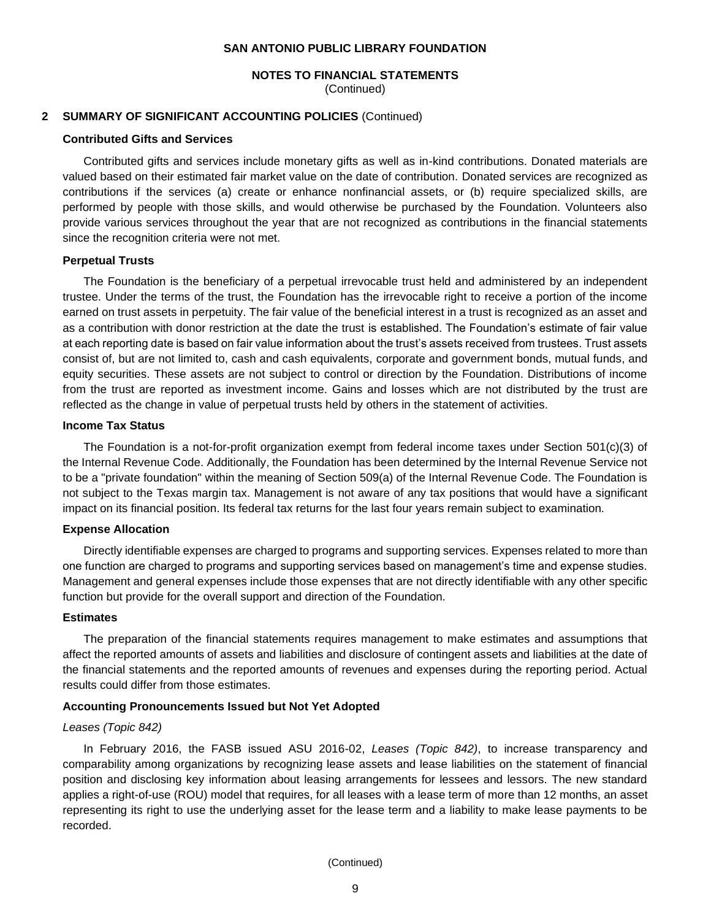## 2 SUMMARY OF SIGNIFICANT ACCOUNTING POLICIES (Continued)

### Contributed Gifts and Services

Contributed gifts and services include monetary gifts as well as in-kind contributions. Donated materials are valued based on their estimated fair market value on the date of contribution. Donated services are recognized as contributions if the services (a) create or enhance nonfinancial assets, or (b) require specialized skills, are performed by people with those skills, and would otherwise be purchased by the Foundation. Volunteers also provide various services throughout the year that are not recognized as contributions in the financial statements since the recognition criteria were not met.

### Perpetual Trusts

The Foundation is the beneficiary of a perpetual irrevocable trust held and administered by an independent trustee. Under the terms of the trust, the Foundation has the irrevocable right to receive a portion of the income earned on trust assets in perpetuity. The fair value of the beneficial interest in a trust is recognized as an asset and as a contribution with donor restriction at the date the trust is established. The Foundation's estimate of fair value at each reporting date is based on fair value information about the trust's assets received from trustees. Trust assets consist of, but are not limited to, cash and cash equivalents, corporate and government bonds, mutual funds, and equity securities. These assets are not subject to control or direction by the Foundation. Distributions of income from the trust are reported as investment income. Gains and losses which are not distributed by the trust are reflected as the change in value of perpetual trusts held by others in the statement of activities.

### Income Tax Status

The Foundation is a not-for-profit organization exempt from federal income taxes under Section 501(c)(3) of the Internal Revenue Code. Additionally, the Foundation has been determined by the Internal Revenue Service not to be a "private foundation" within the meaning of Section 509(a) of the Internal Revenue Code. The Foundation is not subject to the Texas margin tax. Management is not aware of any tax positions that would have a significant impact on its financial position. Its federal tax returns for the last four years remain subject to examination.

### Expense Allocation

Directly identifiable expenses are charged to programs and supporting services. Expenses related to more than one function are charged to programs and supporting services based on management's time and expense studies. Management and general expenses include those expenses that are not directly identifiable with any other specific function but provide for the overall support and direction of the Foundation.

### Estimates

The preparation of the financial statements requires management to make estimates and assumptions that affect the reported amounts of assets and liabilities and disclosure of contingent assets and liabilities at the date of the financial statements and the reported amounts of revenues and expenses during the reporting period. Actual results could differ from those estimates.

### Accounting Pronouncements Issued but Not Yet Adopted

*Leases (Topic 842)*

In February 2016, the FASB issued ASU 2016-02, *Leases (Topic 842)*, to increase transparency and comparability among organizations by recognizing lease assets and lease liabilities on the statement of financial position and disclosing key information about leasing arrangements for lessees and lessors. The new standard applies a right-of-use (ROU) model that requires, for all leases with a lease term of more than 12 months, an asset representing its right to use the underlying asset for the lease term and a liability to make lease payments to be recorded.

(Continued)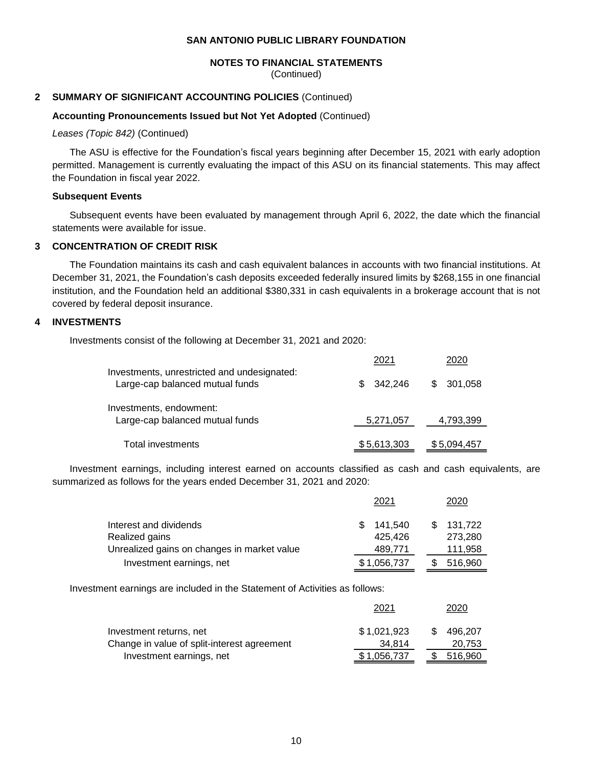**SAN ANTONIO PUBLIC LIBRARY FOUNDATION**

**NOTES TO FINANCIAL STATEMENTS**
(Continued)

## 2 SUMMARY OF SIGNIFICANT ACCOUNTING POLICIES (Continued)

**Accounting Pronouncements Issued but Not Yet Adopted** (Continued)

*Leases (Topic 842)* (Continued)

The ASU is effective for the Foundation's fiscal years beginning after December 15, 2021 with early adoption permitted. Management is currently evaluating the impact of this ASU on its financial statements. This may affect the Foundation in fiscal year 2022.

**Subsequent Events**

Subsequent events have been evaluated by management through April 6, 2022, the date which the financial statements were available for issue.

## 3 CONCENTRATION OF CREDIT RISK

The Foundation maintains its cash and cash equivalent balances in accounts with two financial institutions. At December 31, 2021, the Foundation's cash deposits exceeded federally insured limits by $268,155 in one financial institution, and the Foundation held an additional $380,331 in cash equivalents in a brokerage account that is not covered by federal deposit insurance.

## 4 INVESTMENTS

Investments consist of the following at December 31, 2021 and 2020:

| | 2021 | 2020 |
|---|---|---|
| Investments, unrestricted and undesignated: | | |
| Large-cap balanced mutual funds | $ 342,246 | $ 301,058 |
| Investments, endowment: | | |
| Large-cap balanced mutual funds | 5,271,057 | 4,793,399 |
| Total investments | $ 5,613,303 | $ 5,094,457 |

Investment earnings, including interest earned on accounts classified as cash and cash equivalents, are summarized as follows for the years ended December 31, 2021 and 2020:

| | 2021 | 2020 |
|---|---|---|
| Interest and dividends | $ 141,540 | $ 131,722 |
| Realized gains | 425,426 | 273,280 |
| Unrealized gains on changes in market value | 489,771 | 111,958 |
| Investment earnings, net | $ 1,056,737 | $ 516,960 |

Investment earnings are included in the Statement of Activities as follows:

| | 2021 | 2020 |
|---|---|---|
| Investment returns, net | $ 1,021,923 | $ 496,207 |
| Change in value of split-interest agreement | 34,814 | 20,753 |
| Investment earnings, net | $ 1,056,737 | $ 516,960 |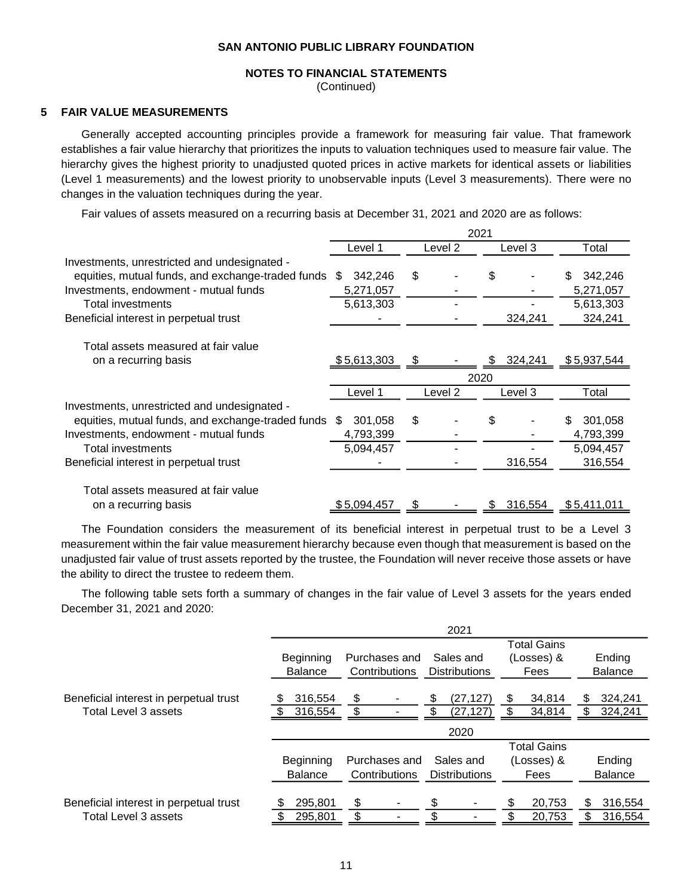SAN ANTONIO PUBLIC LIBRARY FOUNDATION

NOTES TO FINANCIAL STATEMENTS
(Continued)

## 5 FAIR VALUE MEASUREMENTS

Generally accepted accounting principles provide a framework for measuring fair value. That framework establishes a fair value hierarchy that prioritizes the inputs to valuation techniques used to measure fair value. The hierarchy gives the highest priority to unadjusted quoted prices in active markets for identical assets or liabilities (Level 1 measurements) and the lowest priority to unobservable inputs (Level 3 measurements). There were no changes in the valuation techniques during the year.

Fair values of assets measured on a recurring basis at December 31, 2021 and 2020 are as follows:

| | 2021 | | | |
|---|---|---|---|---|
| | Level 1 | Level 2 | Level 3 | Total |
| Investments, unrestricted and undesignated - equities, mutual funds, and exchange-traded funds | $ 342,246 | $ - | $ - | $ 342,246 |
| Investments, endowment - mutual funds | 5,271,057 | - | - | 5,271,057 |
| Total investments | 5,613,303 | - | - | 5,613,303 |
| Beneficial interest in perpetual trust | - | - | 324,241 | 324,241 |
| Total assets measured at fair value on a recurring basis | $ 5,613,303 | $ - | $ 324,241 | $ 5,937,544 |

| | 2020 | | | |
|---|---|---|---|---|
| | Level 1 | Level 2 | Level 3 | Total |
| Investments, unrestricted and undesignated - equities, mutual funds, and exchange-traded funds | $ 301,058 | $ - | $ - | $ 301,058 |
| Investments, endowment - mutual funds | 4,793,399 | - | - | 4,793,399 |
| Total investments | 5,094,457 | - | - | 5,094,457 |
| Beneficial interest in perpetual trust | - | - | 316,554 | 316,554 |
| Total assets measured at fair value on a recurring basis | $ 5,094,457 | $ - | $ 316,554 | $ 5,411,011 |

The Foundation considers the measurement of its beneficial interest in perpetual trust to be a Level 3 measurement within the fair value measurement hierarchy because even though that measurement is based on the unadjusted fair value of trust assets reported by the trustee, the Foundation will never receive those assets or have the ability to direct the trustee to redeem them.

The following table sets forth a summary of changes in the fair value of Level 3 assets for the years ended December 31, 2021 and 2020:

| | 2021 | | | | |
|---|---|---|---|---|---|
| | Beginning Balance | Purchases and Contributions | Sales and Distributions | Total Gains (Losses) & Fees | Ending Balance |
| Beneficial interest in perpetual trust | $ 316,554 | $ - | $ (27,127) | $ 34,814 | $ 324,241 |
| Total Level 3 assets | $ 316,554 | $ - | $ (27,127) | $ 34,814 | $ 324,241 |

| | 2020 | | | | |
|---|---|---|---|---|---|
| | Beginning Balance | Purchases and Contributions | Sales and Distributions | Total Gains (Losses) & Fees | Ending Balance |
| Beneficial interest in perpetual trust | $ 295,801 | $ - | $ - | $ 20,753 | $ 316,554 |
| Total Level 3 assets | $ 295,801 | $ - | $ - | $ 20,753 | $ 316,554 |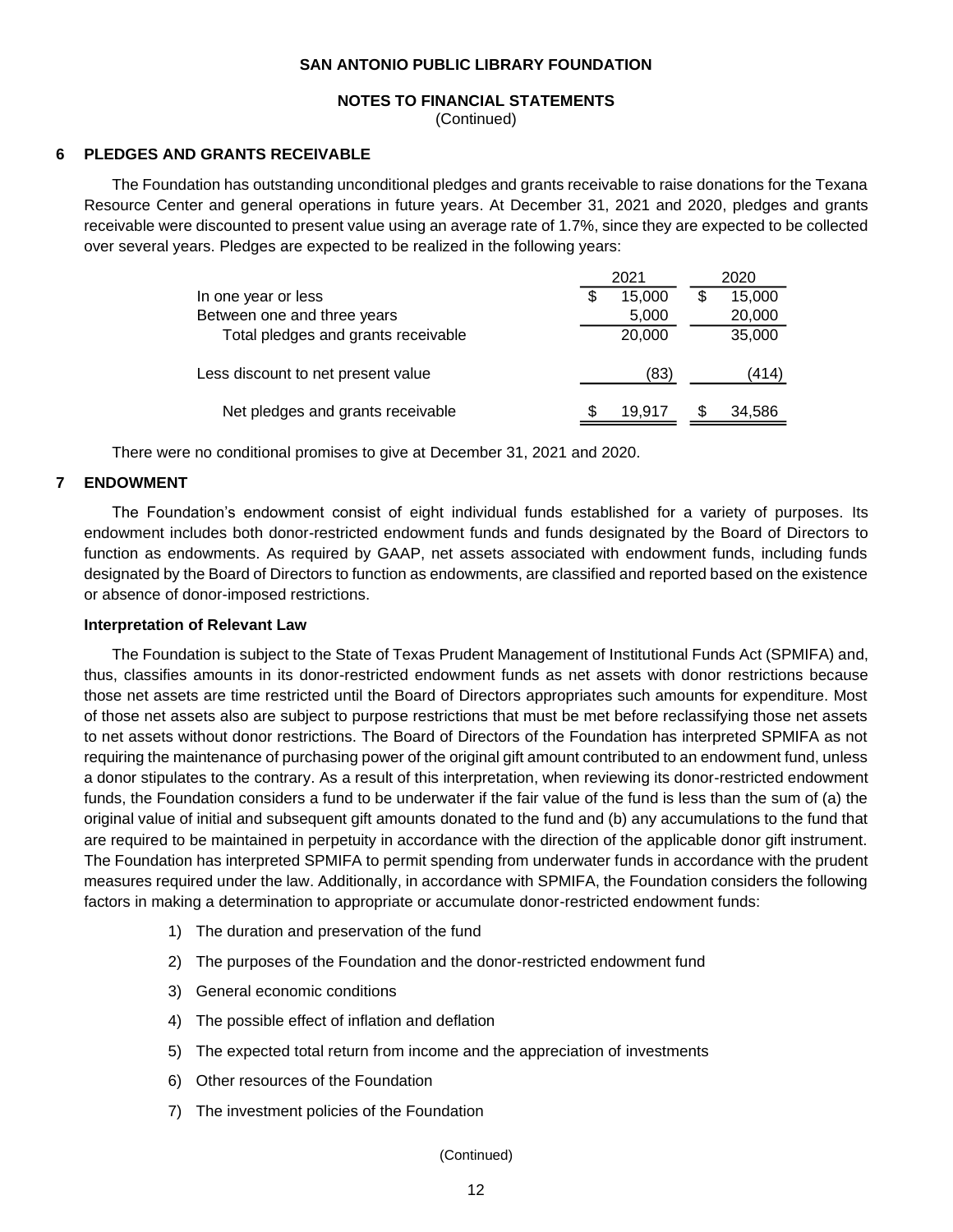**SAN ANTONIO PUBLIC LIBRARY FOUNDATION**

**NOTES TO FINANCIAL STATEMENTS**
(Continued)

## 6 PLEDGES AND GRANTS RECEIVABLE

The Foundation has outstanding unconditional pledges and grants receivable to raise donations for the Texana Resource Center and general operations in future years. At December 31, 2021 and 2020, pledges and grants receivable were discounted to present value using an average rate of 1.7%, since they are expected to be collected over several years. Pledges are expected to be realized in the following years:

| | 2021 | 2020 |
|---|---|---|
| In one year or less | $ 15,000 | $ 15,000 |
| Between one and three years | 5,000 | 20,000 |
| Total pledges and grants receivable | 20,000 | 35,000 |
| Less discount to net present value | (83) | (414) |
| Net pledges and grants receivable | $ 19,917 | $ 34,586 |

There were no conditional promises to give at December 31, 2021 and 2020.

## 7 ENDOWMENT

The Foundation's endowment consist of eight individual funds established for a variety of purposes. Its endowment includes both donor-restricted endowment funds and funds designated by the Board of Directors to function as endowments. As required by GAAP, net assets associated with endowment funds, including funds designated by the Board of Directors to function as endowments, are classified and reported based on the existence or absence of donor-imposed restrictions.

**Interpretation of Relevant Law**

The Foundation is subject to the State of Texas Prudent Management of Institutional Funds Act (SPMIFA) and, thus, classifies amounts in its donor-restricted endowment funds as net assets with donor restrictions because those net assets are time restricted until the Board of Directors appropriates such amounts for expenditure. Most of those net assets also are subject to purpose restrictions that must be met before reclassifying those net assets to net assets without donor restrictions. The Board of Directors of the Foundation has interpreted SPMIFA as not requiring the maintenance of purchasing power of the original gift amount contributed to an endowment fund, unless a donor stipulates to the contrary. As a result of this interpretation, when reviewing its donor-restricted endowment funds, the Foundation considers a fund to be underwater if the fair value of the fund is less than the sum of (a) the original value of initial and subsequent gift amounts donated to the fund and (b) any accumulations to the fund that are required to be maintained in perpetuity in accordance with the direction of the applicable donor gift instrument. The Foundation has interpreted SPMIFA to permit spending from underwater funds in accordance with the prudent measures required under the law. Additionally, in accordance with SPMIFA, the Foundation considers the following factors in making a determination to appropriate or accumulate donor-restricted endowment funds:

1) The duration and preservation of the fund
2) The purposes of the Foundation and the donor-restricted endowment fund
3) General economic conditions
4) The possible effect of inflation and deflation
5) The expected total return from income and the appreciation of investments
6) Other resources of the Foundation
7) The investment policies of the Foundation

(Continued)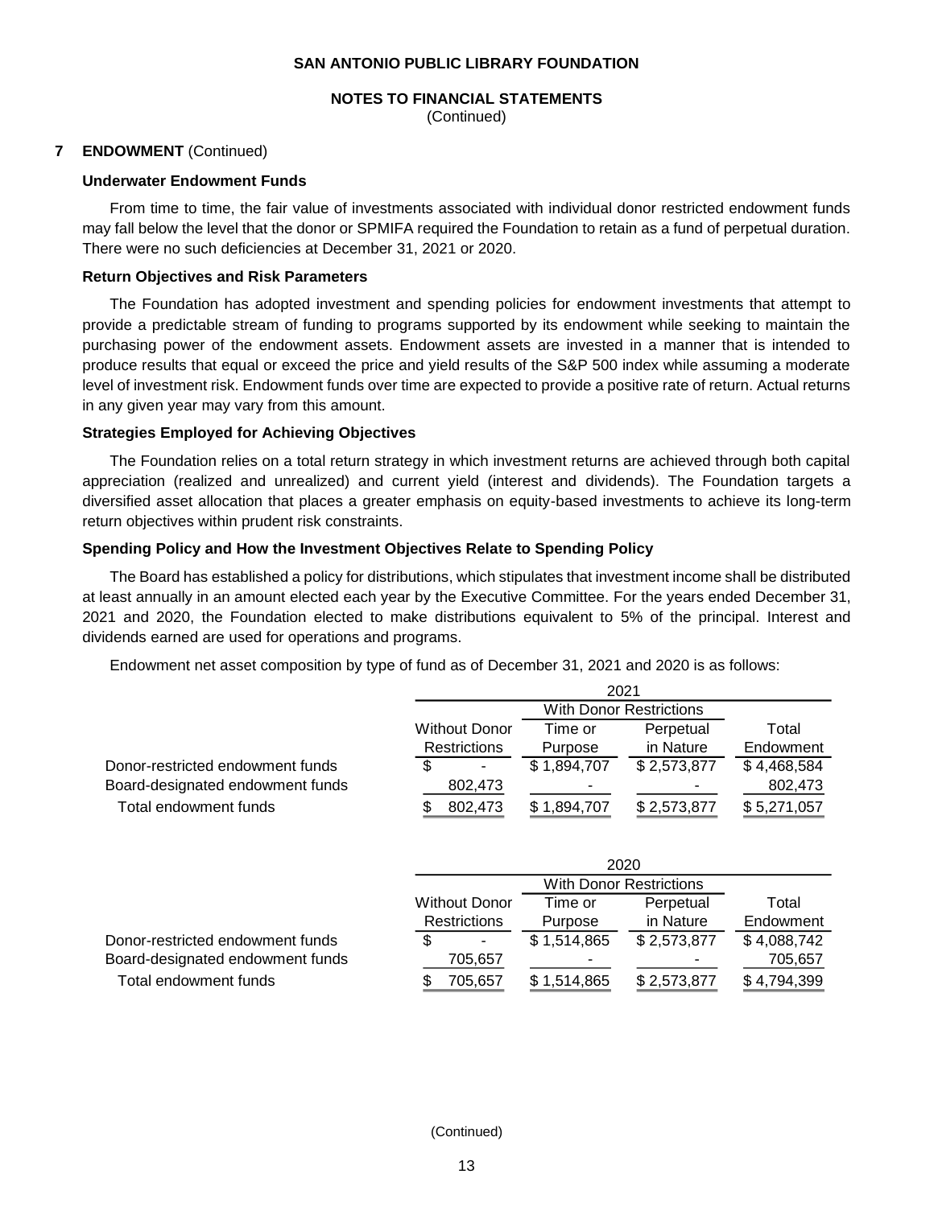## 7 ENDOWMENT (Continued)

### Underwater Endowment Funds

From time to time, the fair value of investments associated with individual donor restricted endowment funds may fall below the level that the donor or SPMIFA required the Foundation to retain as a fund of perpetual duration. There were no such deficiencies at December 31, 2021 or 2020.

### Return Objectives and Risk Parameters

The Foundation has adopted investment and spending policies for endowment investments that attempt to provide a predictable stream of funding to programs supported by its endowment while seeking to maintain the purchasing power of the endowment assets. Endowment assets are invested in a manner that is intended to produce results that equal or exceed the price and yield results of the S&P 500 index while assuming a moderate level of investment risk. Endowment funds over time are expected to provide a positive rate of return. Actual returns in any given year may vary from this amount.

### Strategies Employed for Achieving Objectives

The Foundation relies on a total return strategy in which investment returns are achieved through both capital appreciation (realized and unrealized) and current yield (interest and dividends). The Foundation targets a diversified asset allocation that places a greater emphasis on equity-based investments to achieve its long-term return objectives within prudent risk constraints.

### Spending Policy and How the Investment Objectives Relate to Spending Policy

The Board has established a policy for distributions, which stipulates that investment income shall be distributed at least annually in an amount elected each year by the Executive Committee. For the years ended December 31, 2021 and 2020, the Foundation elected to make distributions equivalent to 5% of the principal. Interest and dividends earned are used for operations and programs.

Endowment net asset composition by type of fund as of December 31, 2021 and 2020 is as follows:

| | 2021 | | | |
|---|---|---|---|---|
| | | With Donor Restrictions | | |
| | Without Donor Restrictions | Time or Purpose | Perpetual in Nature | Total Endowment |
| Donor-restricted endowment funds | $ - | $ 1,894,707 | $ 2,573,877 | $ 4,468,584 |
| Board-designated endowment funds | 802,473 | - | - | 802,473 |
| Total endowment funds | $ 802,473 | $ 1,894,707 | $ 2,573,877 | $ 5,271,057 |

| | 2020 | | | |
|---|---|---|---|---|
| | | With Donor Restrictions | | |
| | Without Donor Restrictions | Time or Purpose | Perpetual in Nature | Total Endowment |
| Donor-restricted endowment funds | $ - | $ 1,514,865 | $ 2,573,877 | $ 4,088,742 |
| Board-designated endowment funds | 705,657 | - | - | 705,657 |
| Total endowment funds | $ 705,657 | $ 1,514,865 | $ 2,573,877 | $ 4,794,399 |

(Continued)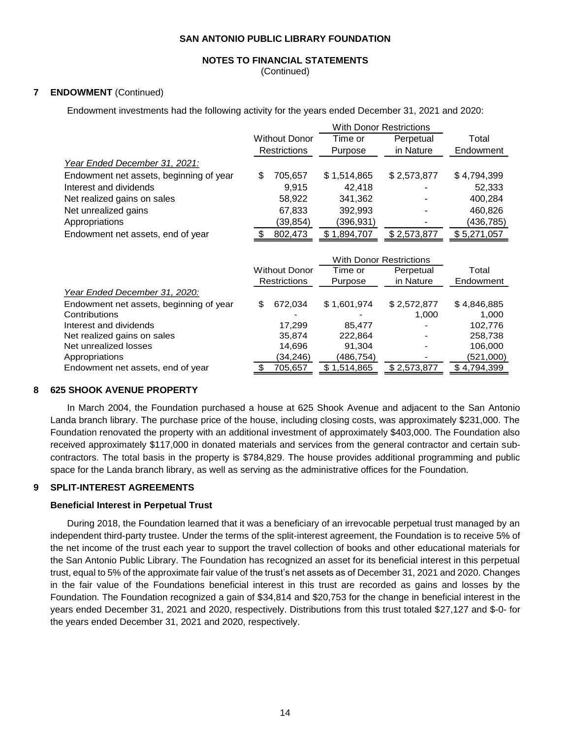**SAN ANTONIO PUBLIC LIBRARY FOUNDATION**

**NOTES TO FINANCIAL STATEMENTS**
(Continued)

## 7 ENDOWMENT (Continued)

Endowment investments had the following activity for the years ended December 31, 2021 and 2020:

| | Without Donor Restrictions | With Donor Restrictions | | Total Endowment |
|---|---|---|---|---|
| | | Time or Purpose | Perpetual in Nature | |
| *Year Ended December 31, 2021:* | | | | |
| Endowment net assets, beginning of year | $ 705,657 | $ 1,514,865 | $ 2,573,877 | $ 4,794,399 |
| Interest and dividends | 9,915 | 42,418 | - | 52,333 |
| Net realized gains on sales | 58,922 | 341,362 | - | 400,284 |
| Net unrealized gains | 67,833 | 392,993 | - | 460,826 |
| Appropriations | (39,854) | (396,931) | - | (436,785) |
| Endowment net assets, end of year | $ 802,473 | $ 1,894,707 | $ 2,573,877 | $ 5,271,057 |

| | Without Donor Restrictions | With Donor Restrictions | | Total Endowment |
|---|---|---|---|---|
| | | Time or Purpose | Perpetual in Nature | |
| *Year Ended December 31, 2020:* | | | | |
| Endowment net assets, beginning of year | $ 672,034 | $ 1,601,974 | $ 2,572,877 | $ 4,846,885 |
| Contributions | - | - | 1,000 | 1,000 |
| Interest and dividends | 17,299 | 85,477 | - | 102,776 |
| Net realized gains on sales | 35,874 | 222,864 | - | 258,738 |
| Net unrealized losses | 14,696 | 91,304 | - | 106,000 |
| Appropriations | (34,246) | (486,754) | - | (521,000) |
| Endowment net assets, end of year | $ 705,657 | $ 1,514,865 | $ 2,573,877 | $ 4,794,399 |

## 8 625 SHOOK AVENUE PROPERTY

In March 2004, the Foundation purchased a house at 625 Shook Avenue and adjacent to the San Antonio Landa branch library. The purchase price of the house, including closing costs, was approximately $231,000. The Foundation renovated the property with an additional investment of approximately $403,000. The Foundation also received approximately $117,000 in donated materials and services from the general contractor and certain sub-contractors. The total basis in the property is $784,829. The house provides additional programming and public space for the Landa branch library, as well as serving as the administrative offices for the Foundation.

## 9 SPLIT-INTEREST AGREEMENTS

### Beneficial Interest in Perpetual Trust

During 2018, the Foundation learned that it was a beneficiary of an irrevocable perpetual trust managed by an independent third-party trustee. Under the terms of the split-interest agreement, the Foundation is to receive 5% of the net income of the trust each year to support the travel collection of books and other educational materials for the San Antonio Public Library. The Foundation has recognized an asset for its beneficial interest in this perpetual trust, equal to 5% of the approximate fair value of the trust's net assets as of December 31, 2021 and 2020. Changes in the fair value of the Foundations beneficial interest in this trust are recorded as gains and losses by the Foundation. The Foundation recognized a gain of $34,814 and $20,753 for the change in beneficial interest in the years ended December 31, 2021 and 2020, respectively. Distributions from this trust totaled $27,127 and $-0- for the years ended December 31, 2021 and 2020, respectively.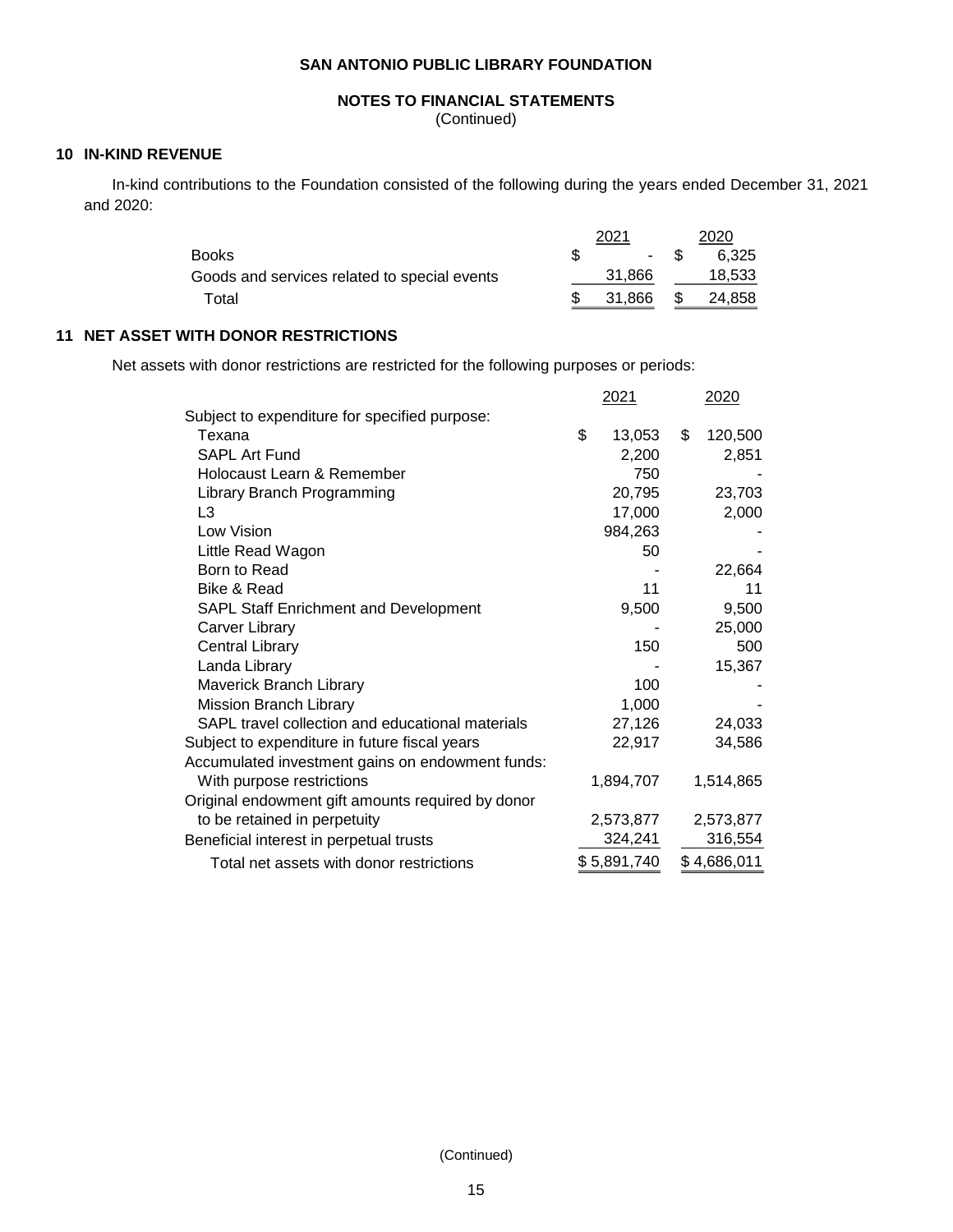**SAN ANTONIO PUBLIC LIBRARY FOUNDATION**

**NOTES TO FINANCIAL STATEMENTS**
(Continued)

## 10 IN-KIND REVENUE

In-kind contributions to the Foundation consisted of the following during the years ended December 31, 2021 and 2020:

| | 2021 | 2020 |
|---|---|---|
| Books | $ - | $ 6,325 |
| Goods and services related to special events | 31,866 | 18,533 |
| Total | $ 31,866 | $ 24,858 |

## 11 NET ASSET WITH DONOR RESTRICTIONS

Net assets with donor restrictions are restricted for the following purposes or periods:

| | 2021 | 2020 |
|---|---|---|
| Subject to expenditure for specified purpose: | | |
| Texana | $ 13,053 | $ 120,500 |
| SAPL Art Fund | 2,200 | 2,851 |
| Holocaust Learn & Remember | 750 | - |
| Library Branch Programming | 20,795 | 23,703 |
| L3 | 17,000 | 2,000 |
| Low Vision | 984,263 | - |
| Little Read Wagon | 50 | - |
| Born to Read | - | 22,664 |
| Bike & Read | 11 | 11 |
| SAPL Staff Enrichment and Development | 9,500 | 9,500 |
| Carver Library | - | 25,000 |
| Central Library | 150 | 500 |
| Landa Library | - | 15,367 |
| Maverick Branch Library | 100 | - |
| Mission Branch Library | 1,000 | - |
| SAPL travel collection and educational materials | 27,126 | 24,033 |
| Subject to expenditure in future fiscal years | 22,917 | 34,586 |
| Accumulated investment gains on endowment funds: | | |
| With purpose restrictions | 1,894,707 | 1,514,865 |
| Original endowment gift amounts required by donor to be retained in perpetuity | 2,573,877 | 2,573,877 |
| Beneficial interest in perpetual trusts | 324,241 | 316,554 |
| Total net assets with donor restrictions | $ 5,891,740 | $ 4,686,011 |

(Continued)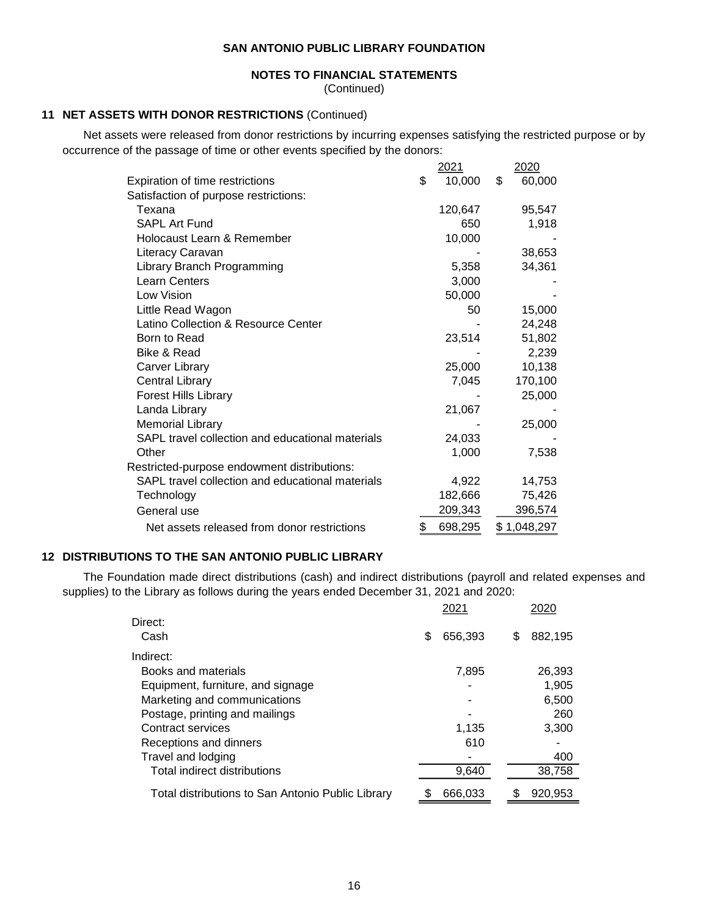**SAN ANTONIO PUBLIC LIBRARY FOUNDATION**

**NOTES TO FINANCIAL STATEMENTS**
(Continued)

## 11 NET ASSETS WITH DONOR RESTRICTIONS (Continued)

Net assets were released from donor restrictions by incurring expenses satisfying the restricted purpose or by occurrence of the passage of time or other events specified by the donors:

| | 2021 | 2020 |
|---|---|---|
| Expiration of time restrictions | $ 10,000 | $ 60,000 |
| Satisfaction of purpose restrictions: | | |
| Texana | 120,647 | 95,547 |
| SAPL Art Fund | 650 | 1,918 |
| Holocaust Learn & Remember | 10,000 | - |
| Literacy Caravan | - | 38,653 |
| Library Branch Programming | 5,358 | 34,361 |
| Learn Centers | 3,000 | - |
| Low Vision | 50,000 | - |
| Little Read Wagon | 50 | 15,000 |
| Latino Collection & Resource Center | - | 24,248 |
| Born to Read | 23,514 | 51,802 |
| Bike & Read | - | 2,239 |
| Carver Library | 25,000 | 10,138 |
| Central Library | 7,045 | 170,100 |
| Forest Hills Library | - | 25,000 |
| Landa Library | 21,067 | - |
| Memorial Library | - | 25,000 |
| SAPL travel collection and educational materials | 24,033 | - |
| Other | 1,000 | 7,538 |
| Restricted-purpose endowment distributions: | | |
| SAPL travel collection and educational materials | 4,922 | 14,753 |
| Technology | 182,666 | 75,426 |
| General use | 209,343 | 396,574 |
| Net assets released from donor restrictions | $ 698,295 | $ 1,048,297 |

## 12 DISTRIBUTIONS TO THE SAN ANTONIO PUBLIC LIBRARY

The Foundation made direct distributions (cash) and indirect distributions (payroll and related expenses and supplies) to the Library as follows during the years ended December 31, 2021 and 2020:

| | 2021 | 2020 |
|---|---|---|
| Direct: | | |
| Cash | $ 656,393 | $ 882,195 |
| Indirect: | | |
| Books and materials | 7,895 | 26,393 |
| Equipment, furniture, and signage | - | 1,905 |
| Marketing and communications | - | 6,500 |
| Postage, printing and mailings | - | 260 |
| Contract services | 1,135 | 3,300 |
| Receptions and dinners | 610 | - |
| Travel and lodging | - | 400 |
| Total indirect distributions | 9,640 | 38,758 |
| Total distributions to San Antonio Public Library | $ 666,033 | $ 920,953 |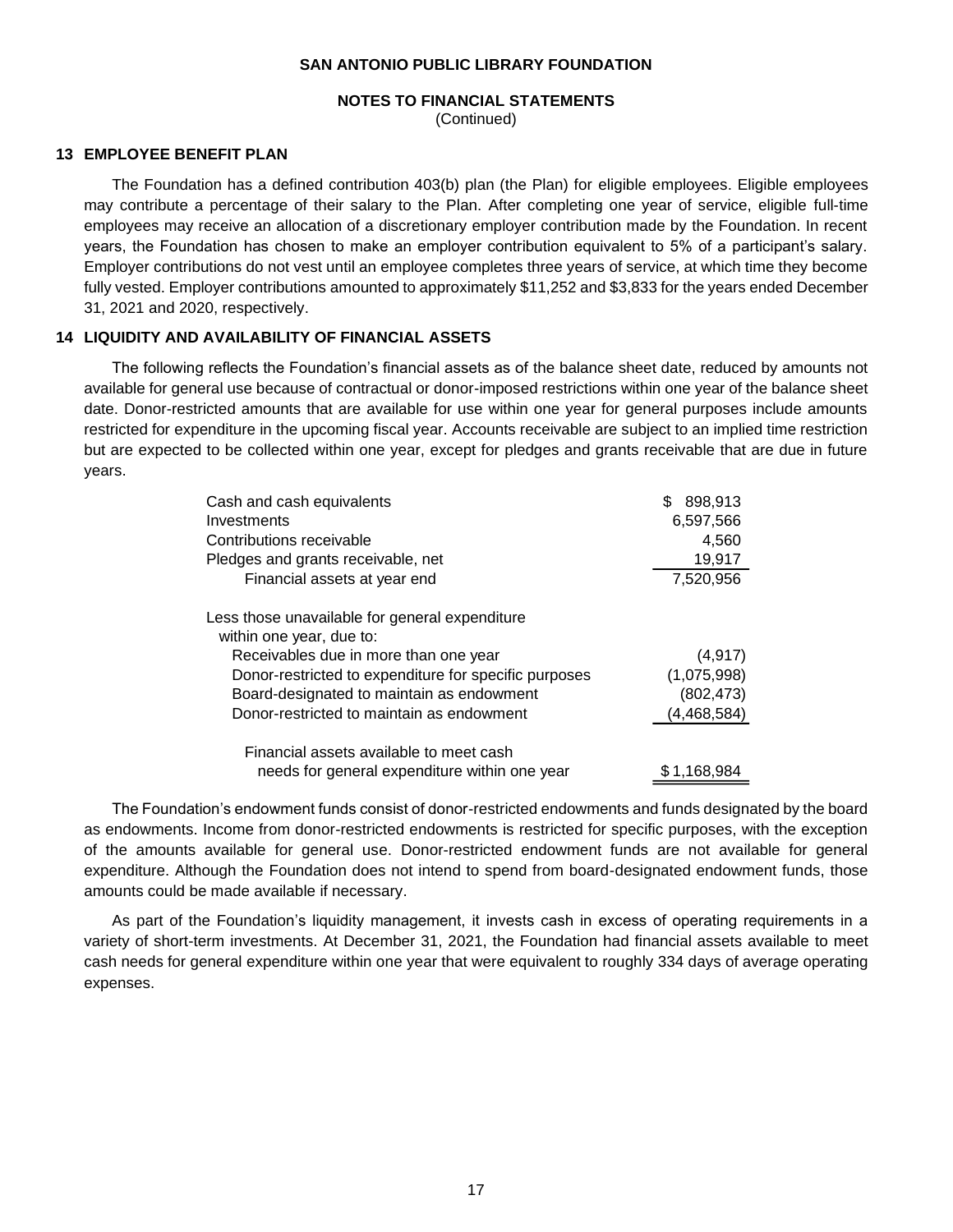# SAN ANTONIO PUBLIC LIBRARY FOUNDATION

## NOTES TO FINANCIAL STATEMENTS

(Continued)

### 13 EMPLOYEE BENEFIT PLAN

The Foundation has a defined contribution 403(b) plan (the Plan) for eligible employees. Eligible employees may contribute a percentage of their salary to the Plan. After completing one year of service, eligible full-time employees may receive an allocation of a discretionary employer contribution made by the Foundation. In recent years, the Foundation has chosen to make an employer contribution equivalent to 5% of a participant's salary. Employer contributions do not vest until an employee completes three years of service, at which time they become fully vested. Employer contributions amounted to approximately $11,252 and $3,833 for the years ended December 31, 2021 and 2020, respectively.

### 14 LIQUIDITY AND AVAILABILITY OF FINANCIAL ASSETS

The following reflects the Foundation's financial assets as of the balance sheet date, reduced by amounts not available for general use because of contractual or donor-imposed restrictions within one year of the balance sheet date. Donor-restricted amounts that are available for use within one year for general purposes include amounts restricted for expenditure in the upcoming fiscal year. Accounts receivable are subject to an implied time restriction but are expected to be collected within one year, except for pledges and grants receivable that are due in future years.

| | |
|---|---|
| Cash and cash equivalents | $ 898,913 |
| Investments | 6,597,566 |
| Contributions receivable | 4,560 |
| Pledges and grants receivable, net | 19,917 |
| Financial assets at year end | 7,520,956 |
| Less those unavailable for general expenditure within one year, due to: | |
| Receivables due in more than one year | (4,917) |
| Donor-restricted to expenditure for specific purposes | (1,075,998) |
| Board-designated to maintain as endowment | (802,473) |
| Donor-restricted to maintain as endowment | (4,468,584) |
| Financial assets available to meet cash needs for general expenditure within one year | $ 1,168,984 |

The Foundation's endowment funds consist of donor-restricted endowments and funds designated by the board as endowments. Income from donor-restricted endowments is restricted for specific purposes, with the exception of the amounts available for general use. Donor-restricted endowment funds are not available for general expenditure. Although the Foundation does not intend to spend from board-designated endowment funds, those amounts could be made available if necessary.

As part of the Foundation's liquidity management, it invests cash in excess of operating requirements in a variety of short-term investments. At December 31, 2021, the Foundation had financial assets available to meet cash needs for general expenditure within one year that were equivalent to roughly 334 days of average operating expenses.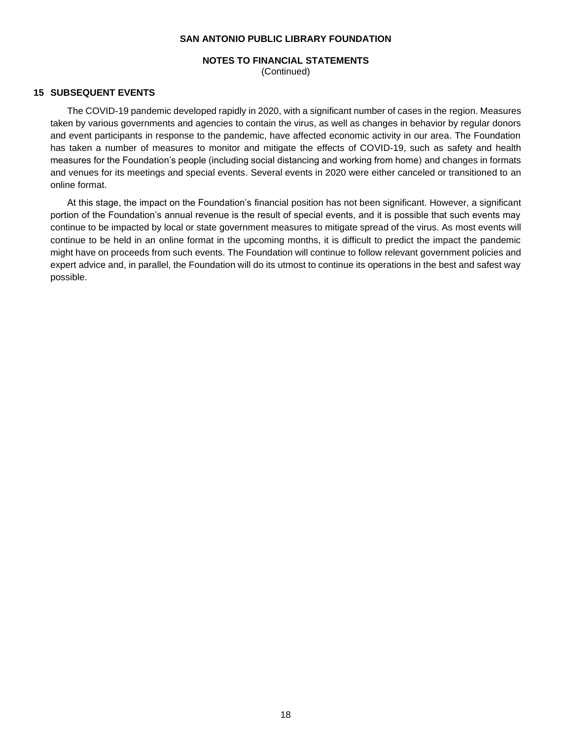## 15 SUBSEQUENT EVENTS

The COVID-19 pandemic developed rapidly in 2020, with a significant number of cases in the region. Measures taken by various governments and agencies to contain the virus, as well as changes in behavior by regular donors and event participants in response to the pandemic, have affected economic activity in our area. The Foundation has taken a number of measures to monitor and mitigate the effects of COVID-19, such as safety and health measures for the Foundation's people (including social distancing and working from home) and changes in formats and venues for its meetings and special events. Several events in 2020 were either canceled or transitioned to an online format.

At this stage, the impact on the Foundation's financial position has not been significant. However, a significant portion of the Foundation's annual revenue is the result of special events, and it is possible that such events may continue to be impacted by local or state government measures to mitigate spread of the virus. As most events will continue to be held in an online format in the upcoming months, it is difficult to predict the impact the pandemic might have on proceeds from such events. The Foundation will continue to follow relevant government policies and expert advice and, in parallel, the Foundation will do its utmost to continue its operations in the best and safest way possible.